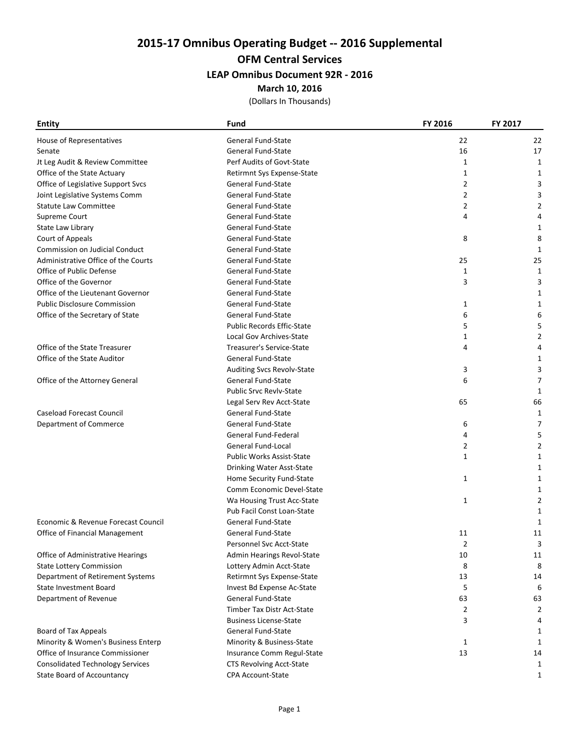# 2015-17 Omnibus Operating Budget -- 2016 Supplemental

## OFM Central Services

### LEAP Omnibus Document 92R - 2016

**March 10, 2016**

(Dollars In Thousands)

| Entity | Fund | FY 2016 | FY 2017 |
|---|---|---|---|
| House of Representatives | General Fund-State | 22 | 22 |
| Senate | General Fund-State | 16 | 17 |
| Jt Leg Audit & Review Committee | Perf Audits of Govt-State | 1 | 1 |
| Office of the State Actuary | Retirmnt Sys Expense-State | 1 | 1 |
| Office of Legislative Support Svcs | General Fund-State | 2 | 3 |
| Joint Legislative Systems Comm | General Fund-State | 2 | 3 |
| Statute Law Committee | General Fund-State | 2 | 2 |
| Supreme Court | General Fund-State | 4 | 4 |
| State Law Library | General Fund-State | | 1 |
| Court of Appeals | General Fund-State | 8 | 8 |
| Commission on Judicial Conduct | General Fund-State | | 1 |
| Administrative Office of the Courts | General Fund-State | 25 | 25 |
| Office of Public Defense | General Fund-State | 1 | 1 |
| Office of the Governor | General Fund-State | 3 | 3 |
| Office of the Lieutenant Governor | General Fund-State | | 1 |
| Public Disclosure Commission | General Fund-State | 1 | 1 |
| Office of the Secretary of State | General Fund-State | 6 | 6 |
| | Public Records Effic-State | 5 | 5 |
| | Local Gov Archives-State | 1 | 2 |
| Office of the State Treasurer | Treasurer's Service-State | 4 | 4 |
| Office of the State Auditor | General Fund-State | | 1 |
| | Auditing Svcs Revolv-State | 3 | 3 |
| Office of the Attorney General | General Fund-State | 6 | 7 |
| | Public Srvc Revlv-State | | 1 |
| | Legal Serv Rev Acct-State | 65 | 66 |
| Caseload Forecast Council | General Fund-State | | 1 |
| Department of Commerce | General Fund-State | 6 | 7 |
| | General Fund-Federal | 4 | 5 |
| | General Fund-Local | 2 | 2 |
| | Public Works Assist-State | 1 | 1 |
| | Drinking Water Asst-State | | 1 |
| | Home Security Fund-State | 1 | 1 |
| | Comm Economic Devel-State | | 1 |
| | Wa Housing Trust Acc-State | 1 | 2 |
| | Pub Facil Const Loan-State | | 1 |
| Economic & Revenue Forecast Council | General Fund-State | | 1 |
| Office of Financial Management | General Fund-State | 11 | 11 |
| | Personnel Svc Acct-State | 2 | 3 |
| Office of Administrative Hearings | Admin Hearings Revol-State | 10 | 11 |
| State Lottery Commission | Lottery Admin Acct-State | 8 | 8 |
| Department of Retirement Systems | Retirmnt Sys Expense-State | 13 | 14 |
| State Investment Board | Invest Bd Expense Ac-State | 5 | 6 |
| Department of Revenue | General Fund-State | 63 | 63 |
| | Timber Tax Distr Act-State | 2 | 2 |
| | Business License-State | 3 | 4 |
| Board of Tax Appeals | General Fund-State | | 1 |
| Minority & Women's Business Enterp | Minority & Business-State | 1 | 1 |
| Office of Insurance Commissioner | Insurance Comm Regul-State | 13 | 14 |
| Consolidated Technology Services | CTS Revolving Acct-State | | 1 |
| State Board of Accountancy | CPA Account-State | | 1 |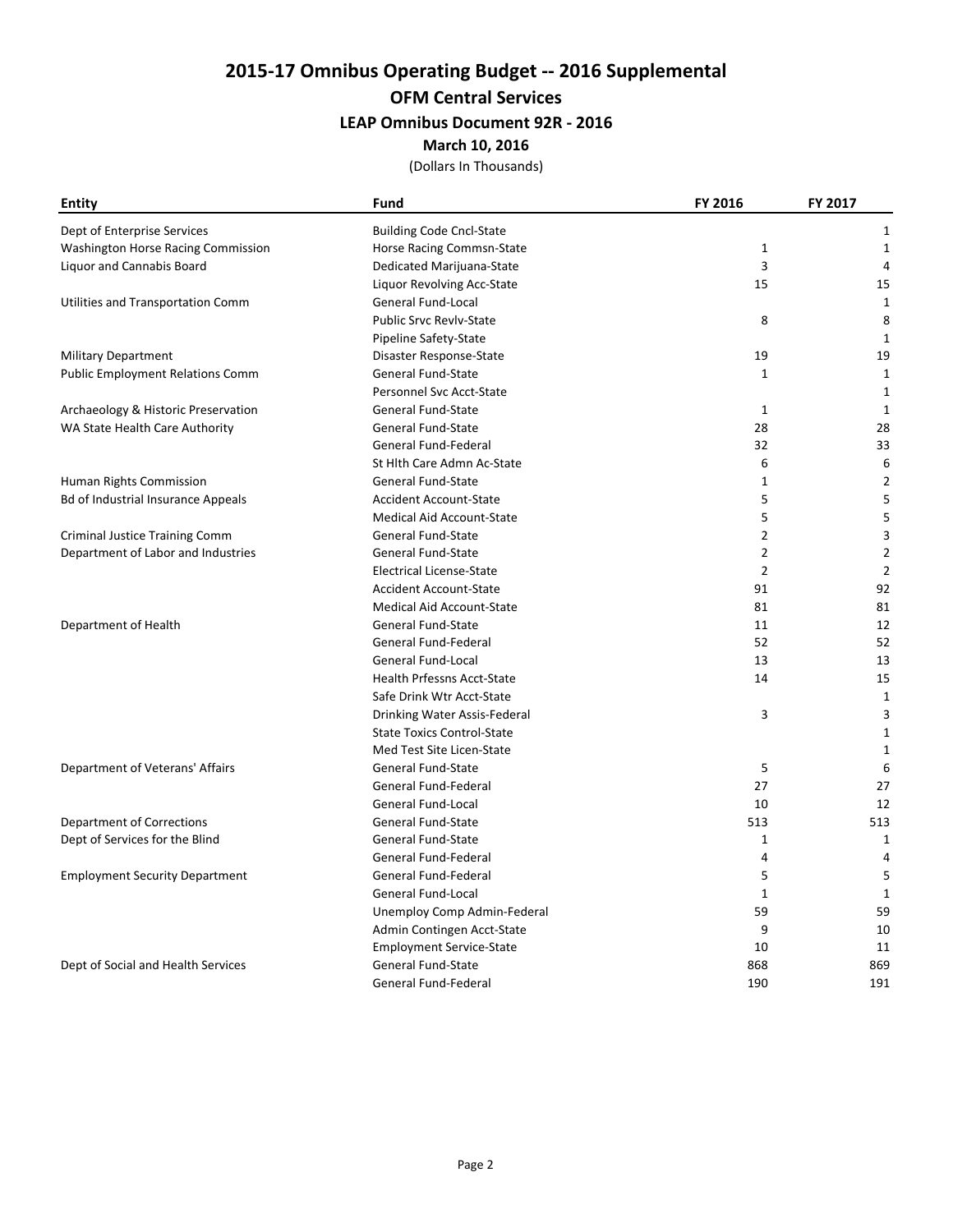# 2015-17 Omnibus Operating Budget -- 2016 Supplemental

## OFM Central Services

### LEAP Omnibus Document 92R - 2016

**March 10, 2016**

(Dollars In Thousands)

| Entity | Fund | FY 2016 | FY 2017 |
|---|---|---|---|
| Dept of Enterprise Services | Building Code Cncl-State | | 1 |
| Washington Horse Racing Commission | Horse Racing Commsn-State | 1 | 1 |
| Liquor and Cannabis Board | Dedicated Marijuana-State | 3 | 4 |
| | Liquor Revolving Acc-State | 15 | 15 |
| Utilities and Transportation Comm | General Fund-Local | | 1 |
| | Public Srvc Revlv-State | 8 | 8 |
| | Pipeline Safety-State | | 1 |
| Military Department | Disaster Response-State | 19 | 19 |
| Public Employment Relations Comm | General Fund-State | 1 | 1 |
| | Personnel Svc Acct-State | | 1 |
| Archaeology & Historic Preservation | General Fund-State | 1 | 1 |
| WA State Health Care Authority | General Fund-State | 28 | 28 |
| | General Fund-Federal | 32 | 33 |
| | St Hlth Care Admn Ac-State | 6 | 6 |
| Human Rights Commission | General Fund-State | 1 | 2 |
| Bd of Industrial Insurance Appeals | Accident Account-State | 5 | 5 |
| | Medical Aid Account-State | 5 | 5 |
| Criminal Justice Training Comm | General Fund-State | 2 | 3 |
| Department of Labor and Industries | General Fund-State | 2 | 2 |
| | Electrical License-State | 2 | 2 |
| | Accident Account-State | 91 | 92 |
| | Medical Aid Account-State | 81 | 81 |
| Department of Health | General Fund-State | 11 | 12 |
| | General Fund-Federal | 52 | 52 |
| | General Fund-Local | 13 | 13 |
| | Health Prfessns Acct-State | 14 | 15 |
| | Safe Drink Wtr Acct-State | | 1 |
| | Drinking Water Assis-Federal | 3 | 3 |
| | State Toxics Control-State | | 1 |
| | Med Test Site Licen-State | | 1 |
| Department of Veterans' Affairs | General Fund-State | 5 | 6 |
| | General Fund-Federal | 27 | 27 |
| | General Fund-Local | 10 | 12 |
| Department of Corrections | General Fund-State | 513 | 513 |
| Dept of Services for the Blind | General Fund-State | 1 | 1 |
| | General Fund-Federal | 4 | 4 |
| Employment Security Department | General Fund-Federal | 5 | 5 |
| | General Fund-Local | 1 | 1 |
| | Unemploy Comp Admin-Federal | 59 | 59 |
| | Admin Contingen Acct-State | 9 | 10 |
| | Employment Service-State | 10 | 11 |
| Dept of Social and Health Services | General Fund-State | 868 | 869 |
| | General Fund-Federal | 190 | 191 |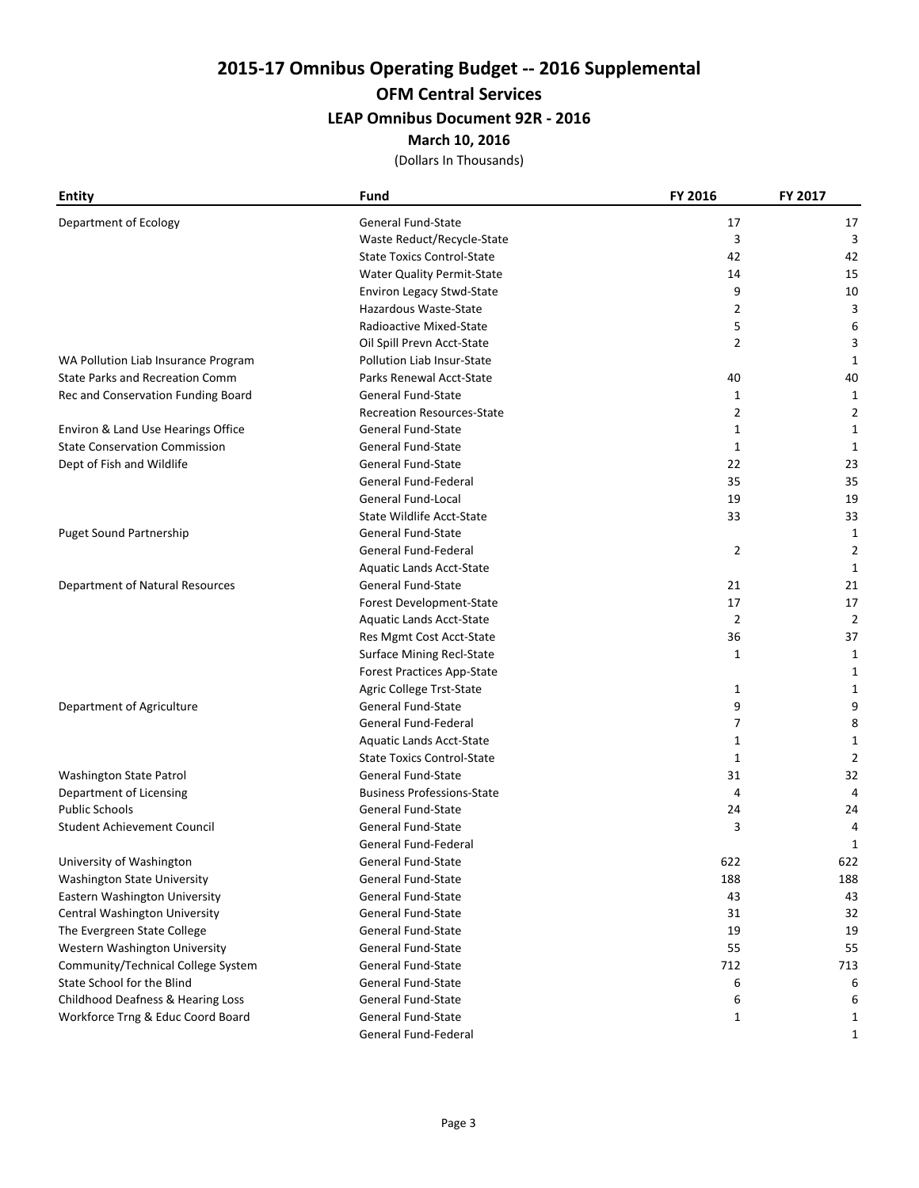# 2015-17 Omnibus Operating Budget -- 2016 Supplemental

## OFM Central Services

### LEAP Omnibus Document 92R - 2016

**March 10, 2016**

(Dollars In Thousands)

| Entity | Fund | FY 2016 | FY 2017 |
|---|---|---|---|
| Department of Ecology | General Fund-State | 17 | 17 |
| | Waste Reduct/Recycle-State | 3 | 3 |
| | State Toxics Control-State | 42 | 42 |
| | Water Quality Permit-State | 14 | 15 |
| | Environ Legacy Stwd-State | 9 | 10 |
| | Hazardous Waste-State | 2 | 3 |
| | Radioactive Mixed-State | 5 | 6 |
| | Oil Spill Prevn Acct-State | 2 | 3 |
| WA Pollution Liab Insurance Program | Pollution Liab Insur-State | | 1 |
| State Parks and Recreation Comm | Parks Renewal Acct-State | 40 | 40 |
| Rec and Conservation Funding Board | General Fund-State | 1 | 1 |
| | Recreation Resources-State | 2 | 2 |
| Environ & Land Use Hearings Office | General Fund-State | 1 | 1 |
| State Conservation Commission | General Fund-State | 1 | 1 |
| Dept of Fish and Wildlife | General Fund-State | 22 | 23 |
| | General Fund-Federal | 35 | 35 |
| | General Fund-Local | 19 | 19 |
| | State Wildlife Acct-State | 33 | 33 |
| Puget Sound Partnership | General Fund-State | | 1 |
| | General Fund-Federal | 2 | 2 |
| | Aquatic Lands Acct-State | | 1 |
| Department of Natural Resources | General Fund-State | 21 | 21 |
| | Forest Development-State | 17 | 17 |
| | Aquatic Lands Acct-State | 2 | 2 |
| | Res Mgmt Cost Acct-State | 36 | 37 |
| | Surface Mining Recl-State | 1 | 1 |
| | Forest Practices App-State | | 1 |
| | Agric College Trst-State | 1 | 1 |
| Department of Agriculture | General Fund-State | 9 | 9 |
| | General Fund-Federal | 7 | 8 |
| | Aquatic Lands Acct-State | 1 | 1 |
| | State Toxics Control-State | 1 | 2 |
| Washington State Patrol | General Fund-State | 31 | 32 |
| Department of Licensing | Business Professions-State | 4 | 4 |
| Public Schools | General Fund-State | 24 | 24 |
| Student Achievement Council | General Fund-State | 3 | 4 |
| | General Fund-Federal | | 1 |
| University of Washington | General Fund-State | 622 | 622 |
| Washington State University | General Fund-State | 188 | 188 |
| Eastern Washington University | General Fund-State | 43 | 43 |
| Central Washington University | General Fund-State | 31 | 32 |
| The Evergreen State College | General Fund-State | 19 | 19 |
| Western Washington University | General Fund-State | 55 | 55 |
| Community/Technical College System | General Fund-State | 712 | 713 |
| State School for the Blind | General Fund-State | 6 | 6 |
| Childhood Deafness & Hearing Loss | General Fund-State | 6 | 6 |
| Workforce Trng & Educ Coord Board | General Fund-State | 1 | 1 |
| | General Fund-Federal | | 1 |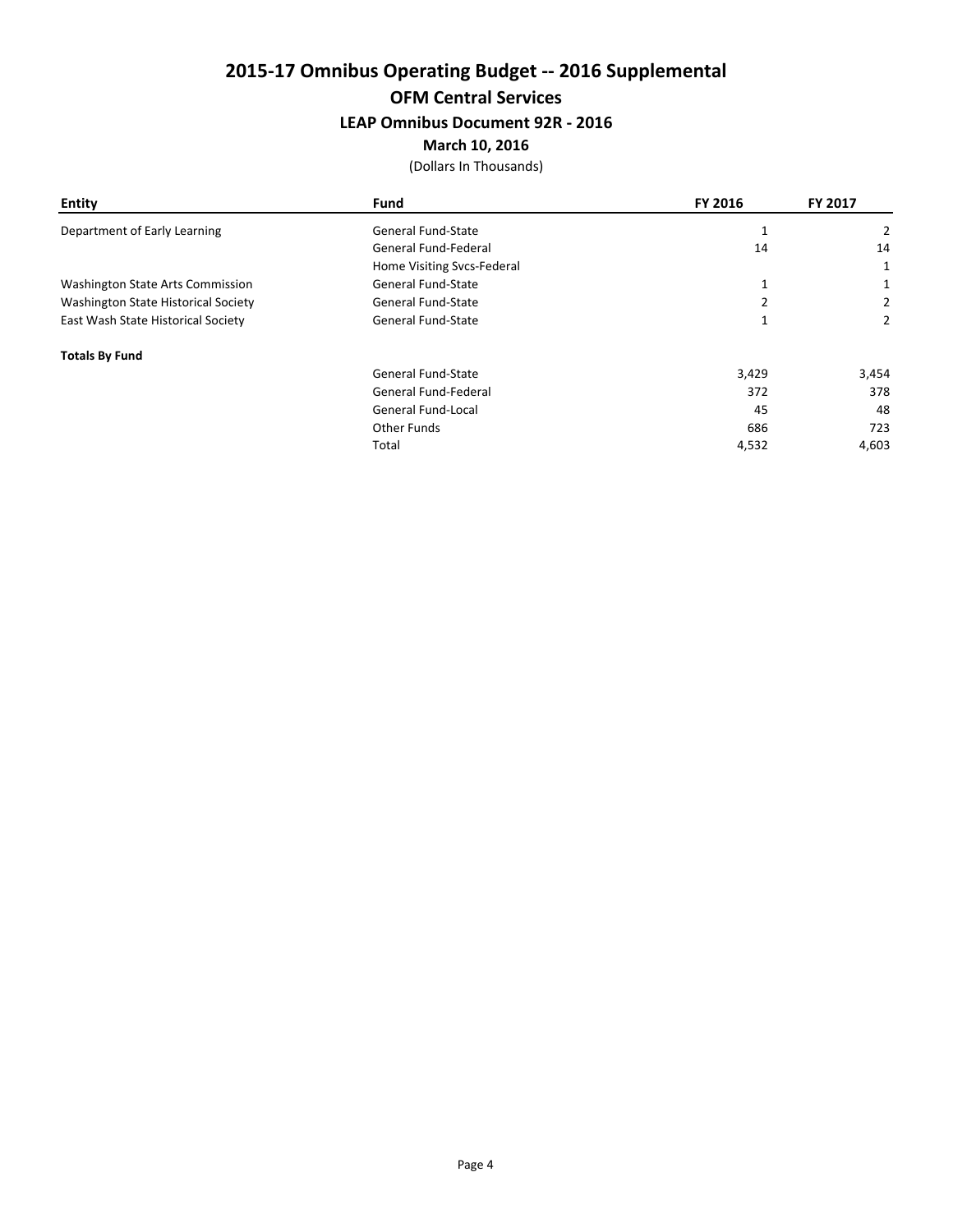# 2015-17 Omnibus Operating Budget -- 2016 Supplemental

## OFM Central Services

### LEAP Omnibus Document 92R - 2016

**March 10, 2016**

(Dollars In Thousands)

| Entity | Fund | FY 2016 | FY 2017 |
|---|---|---|---|
| Department of Early Learning | General Fund-State | 1 | 2 |
| | General Fund-Federal | 14 | 14 |
| | Home Visiting Svcs-Federal | | 1 |
| Washington State Arts Commission | General Fund-State | 1 | 1 |
| Washington State Historical Society | General Fund-State | 2 | 2 |
| East Wash State Historical Society | General Fund-State | 1 | 2 |
| **Totals By Fund** | | | |
| | General Fund-State | 3,429 | 3,454 |
| | General Fund-Federal | 372 | 378 |
| | General Fund-Local | 45 | 48 |
| | Other Funds | 686 | 723 |
| | Total | 4,532 | 4,603 |